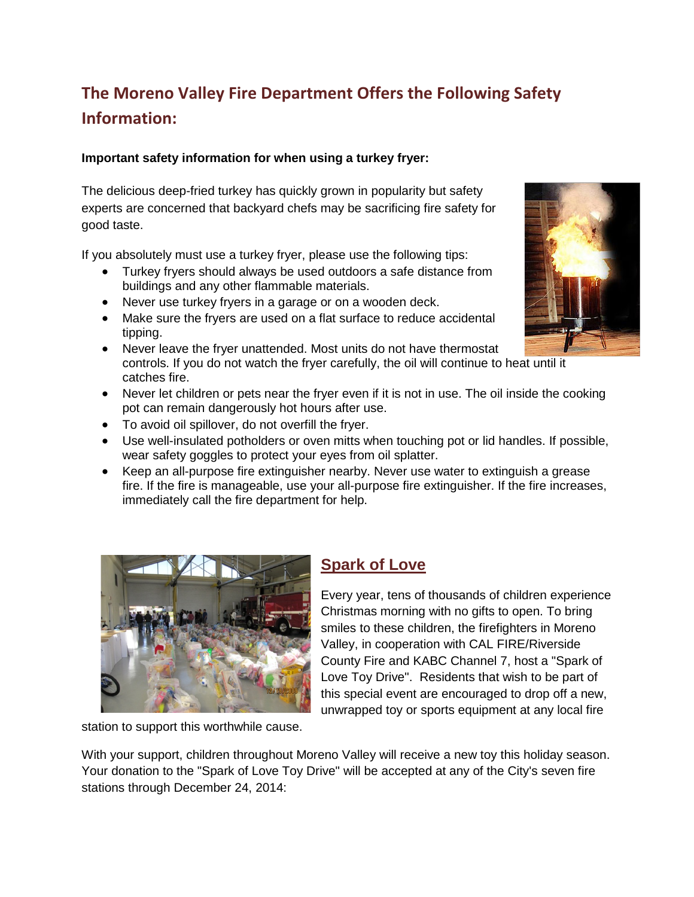## The Moreno Valley Fire Department Offers the Following Safety Information:

**Important safety information for when using a turkey fryer:**

The delicious deep-fried turkey has quickly grown in popularity but safety experts are concerned that backyard chefs may be sacrificing fire safety for good taste.

If you absolutely must use a turkey fryer, please use the following tips:

- Turkey fryers should always be used outdoors a safe distance from buildings and any other flammable materials.
- Never use turkey fryers in a garage or on a wooden deck.
- Make sure the fryers are used on a flat surface to reduce accidental tipping.
- Never leave the fryer unattended. Most units do not have thermostat controls. If you do not watch the fryer carefully, the oil will continue to heat until it catches fire.
- Never let children or pets near the fryer even if it is not in use. The oil inside the cooking pot can remain dangerously hot hours after use.
- To avoid oil spillover, do not overfill the fryer.
- Use well-insulated potholders or oven mitts when touching pot or lid handles. If possible, wear safety goggles to protect your eyes from oil splatter.
- Keep an all-purpose fire extinguisher nearby. Never use water to extinguish a grease fire. If the fire is manageable, use your all-purpose fire extinguisher. If the fire increases, immediately call the fire department for help.

## Spark of Love

Every year, tens of thousands of children experience Christmas morning with no gifts to open. To bring smiles to these children, the firefighters in Moreno Valley, in cooperation with CAL FIRE/Riverside County Fire and KABC Channel 7, host a "Spark of Love Toy Drive". Residents that wish to be part of this special event are encouraged to drop off a new, unwrapped toy or sports equipment at any local fire station to support this worthwhile cause.

With your support, children throughout Moreno Valley will receive a new toy this holiday season. Your donation to the "Spark of Love Toy Drive" will be accepted at any of the City's seven fire stations through December 24, 2014: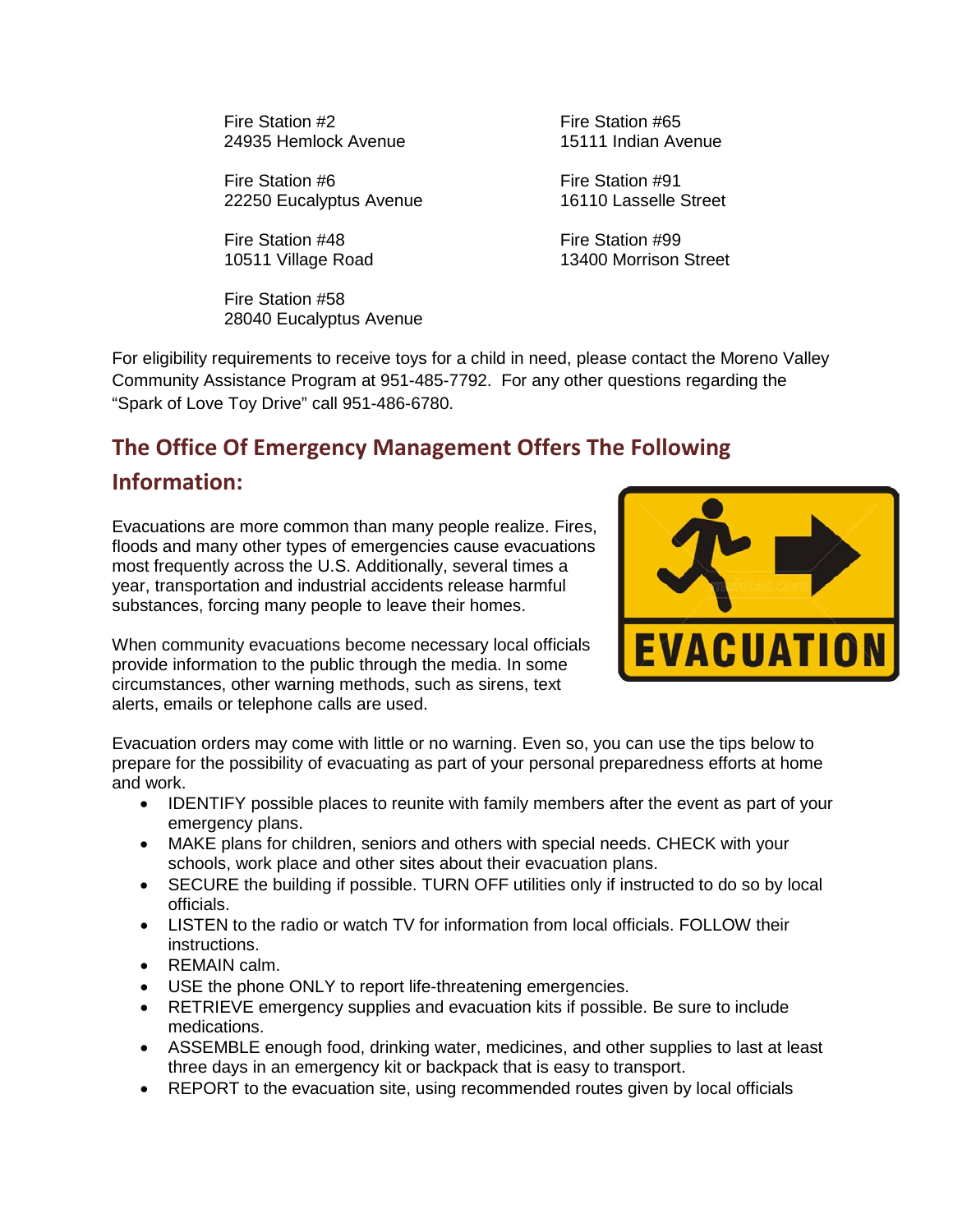Fire Station #2
24935 Hemlock Avenue

Fire Station #6
22250 Eucalyptus Avenue

Fire Station #48
10511 Village Road

Fire Station #58
28040 Eucalyptus Avenue

Fire Station #65
15111 Indian Avenue

Fire Station #91
16110 Lasselle Street

Fire Station #99
13400 Morrison Street

For eligibility requirements to receive toys for a child in need, please contact the Moreno Valley Community Assistance Program at 951-485-7792. For any other questions regarding the "Spark of Love Toy Drive" call 951-486-6780.

## The Office Of Emergency Management Offers The Following Information:

Evacuations are more common than many people realize. Fires, floods and many other types of emergencies cause evacuations most frequently across the U.S. Additionally, several times a year, transportation and industrial accidents release harmful substances, forcing many people to leave their homes.

When community evacuations become necessary local officials provide information to the public through the media. In some circumstances, other warning methods, such as sirens, text alerts, emails or telephone calls are used.

Evacuation orders may come with little or no warning. Even so, you can use the tips below to prepare for the possibility of evacuating as part of your personal preparedness efforts at home and work.

- IDENTIFY possible places to reunite with family members after the event as part of your emergency plans.
- MAKE plans for children, seniors and others with special needs. CHECK with your schools, work place and other sites about their evacuation plans.
- SECURE the building if possible. TURN OFF utilities only if instructed to do so by local officials.
- LISTEN to the radio or watch TV for information from local officials. FOLLOW their instructions.
- REMAIN calm.
- USE the phone ONLY to report life-threatening emergencies.
- RETRIEVE emergency supplies and evacuation kits if possible. Be sure to include medications.
- ASSEMBLE enough food, drinking water, medicines, and other supplies to last at least three days in an emergency kit or backpack that is easy to transport.
- REPORT to the evacuation site, using recommended routes given by local officials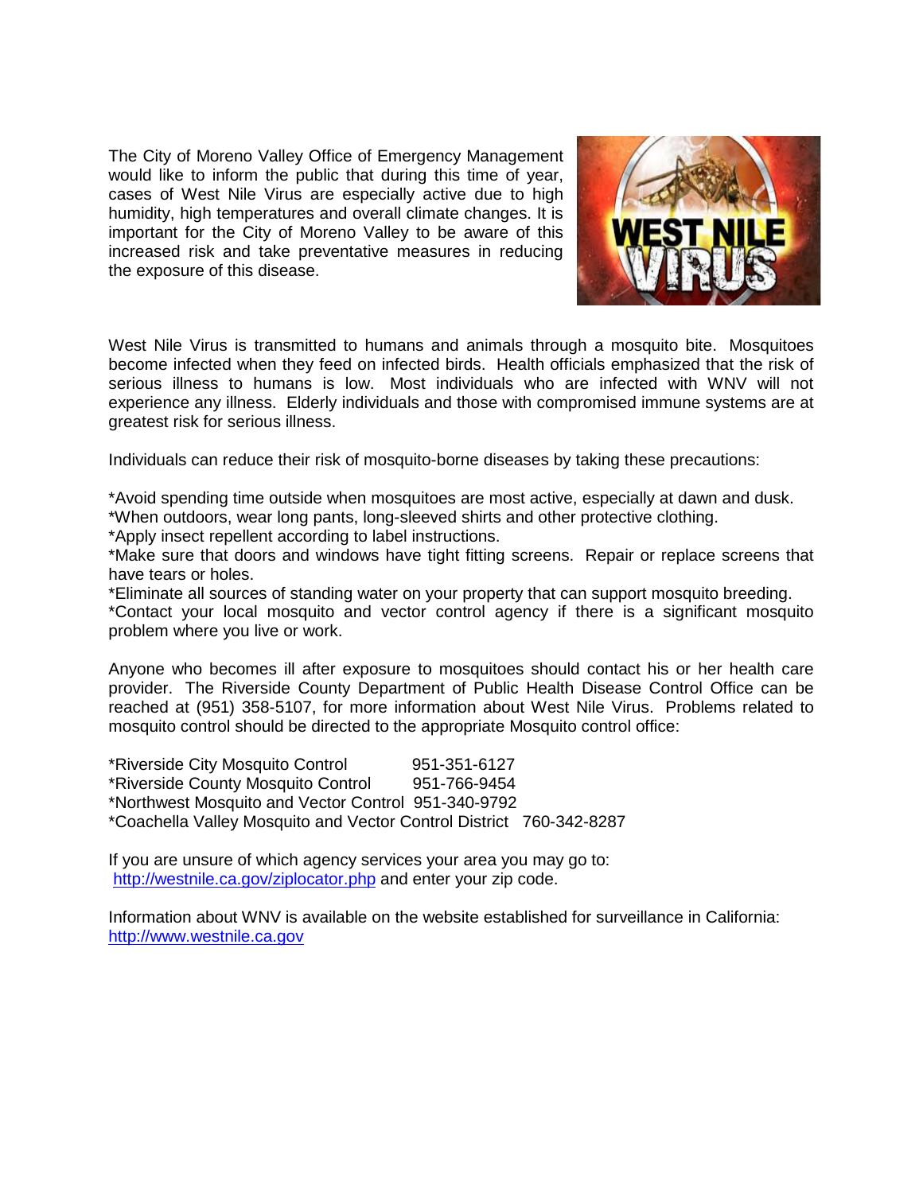The City of Moreno Valley Office of Emergency Management would like to inform the public that during this time of year, cases of West Nile Virus are especially active due to high humidity, high temperatures and overall climate changes. It is important for the City of Moreno Valley to be aware of this increased risk and take preventative measures in reducing the exposure of this disease.

West Nile Virus is transmitted to humans and animals through a mosquito bite. Mosquitoes become infected when they feed on infected birds. Health officials emphasized that the risk of serious illness to humans is low. Most individuals who are infected with WNV will not experience any illness. Elderly individuals and those with compromised immune systems are at greatest risk for serious illness.

Individuals can reduce their risk of mosquito-borne diseases by taking these precautions:

*Avoid spending time outside when mosquitoes are most active, especially at dawn and dusk.
*When outdoors, wear long pants, long-sleeved shirts and other protective clothing.
*Apply insect repellent according to label instructions.
*Make sure that doors and windows have tight fitting screens. Repair or replace screens that have tears or holes.
*Eliminate all sources of standing water on your property that can support mosquito breeding.
*Contact your local mosquito and vector control agency if there is a significant mosquito problem where you live or work.

Anyone who becomes ill after exposure to mosquitoes should contact his or her health care provider. The Riverside County Department of Public Health Disease Control Office can be reached at (951) 358-5107, for more information about West Nile Virus. Problems related to mosquito control should be directed to the appropriate Mosquito control office:

*Riverside City Mosquito Control 951-351-6127
*Riverside County Mosquito Control 951-766-9454
*Northwest Mosquito and Vector Control 951-340-9792
*Coachella Valley Mosquito and Vector Control District 760-342-8287

If you are unsure of which agency services your area you may go to: http://westnile.ca.gov/ziplocator.php and enter your zip code.

Information about WNV is available on the website established for surveillance in California: http://www.westnile.ca.gov